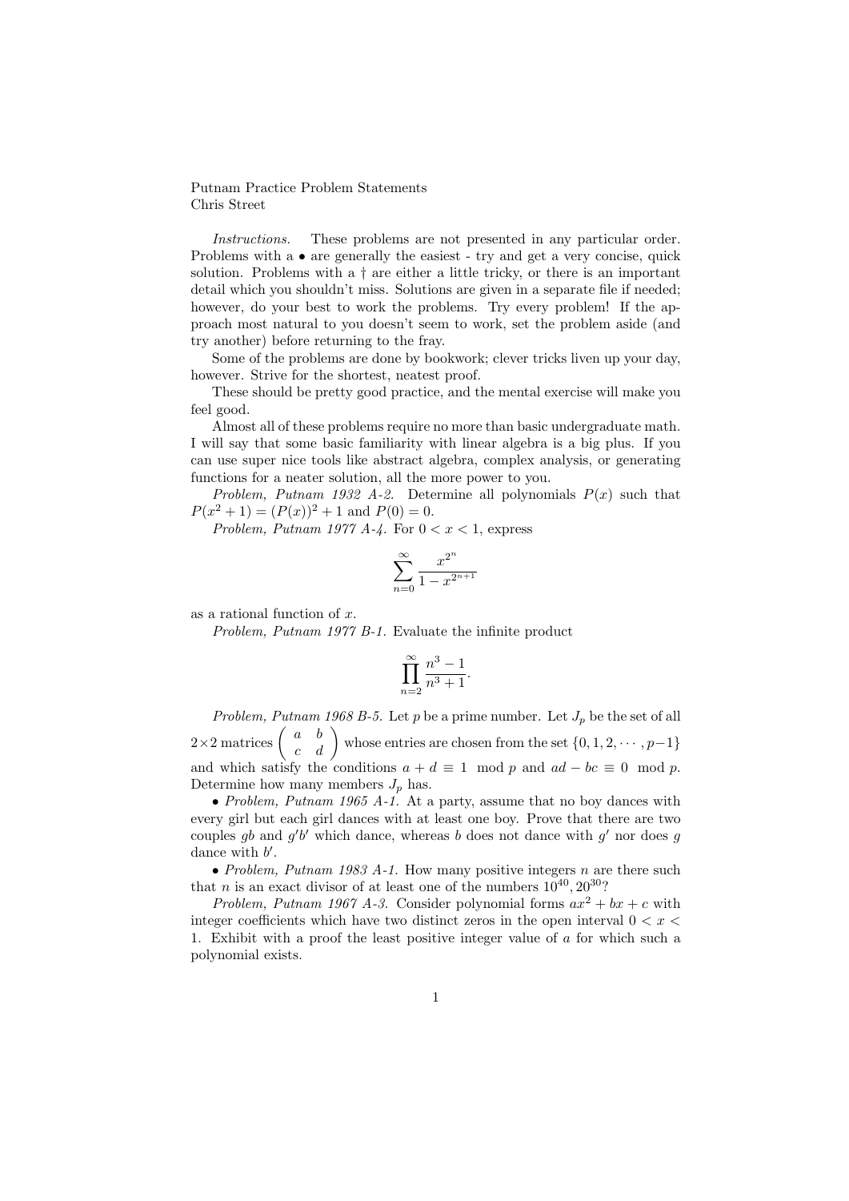Putnam Practice Problem Statements
Chris Street

*Instructions.* These problems are not presented in any particular order. Problems with a • are generally the easiest - try and get a very concise, quick solution. Problems with a † are either a little tricky, or there is an important detail which you shouldn't miss. Solutions are given in a separate file if needed; however, do your best to work the problems. Try every problem! If the approach most natural to you doesn't seem to work, set the problem aside (and try another) before returning to the fray.

Some of the problems are done by bookwork; clever tricks liven up your day, however. Strive for the shortest, neatest proof.

These should be pretty good practice, and the mental exercise will make you feel good.

Almost all of these problems require no more than basic undergraduate math. I will say that some basic familiarity with linear algebra is a big plus. If you can use super nice tools like abstract algebra, complex analysis, or generating functions for a neater solution, all the more power to you.

*Problem, Putnam 1932 A-2.* Determine all polynomials $P(x)$ such that $P(x^2+1) = (P(x))^2 + 1$ and $P(0) = 0$.

*Problem, Putnam 1977 A-4.* For $0 < x < 1$, express

$$\sum_{n=0}^{\infty} \frac{x^{2^n}}{1 - x^{2^{n+1}}}$$

as a rational function of $x$.

*Problem, Putnam 1977 B-1.* Evaluate the infinite product

$$\prod_{n=2}^{\infty} \frac{n^3 - 1}{n^3 + 1}.$$

*Problem, Putnam 1968 B-5.* Let $p$ be a prime number. Let $J_p$ be the set of all $2 \times 2$ matrices $\begin{pmatrix} a & b \\ c & d \end{pmatrix}$ whose entries are chosen from the set $\{0, 1, 2, \cdots, p-1\}$ and which satisfy the conditions $a + d \equiv 1 \mod p$ and $ad - bc \equiv 0 \mod p$. Determine how many members $J_p$ has.

• *Problem, Putnam 1965 A-1.* At a party, assume that no boy dances with every girl but each girl dances with at least one boy. Prove that there are two couples $gb$ and $g'b'$ which dance, whereas $b$ does not dance with $g'$ nor does $g$ dance with $b'$.

• *Problem, Putnam 1983 A-1.* How many positive integers $n$ are there such that $n$ is an exact divisor of at least one of the numbers $10^{40}, 20^{30}$?

*Problem, Putnam 1967 A-3.* Consider polynomial forms $ax^2 + bx + c$ with integer coefficients which have two distinct zeros in the open interval $0 < x < 1$. Exhibit with a proof the least positive integer value of $a$ for which such a polynomial exists.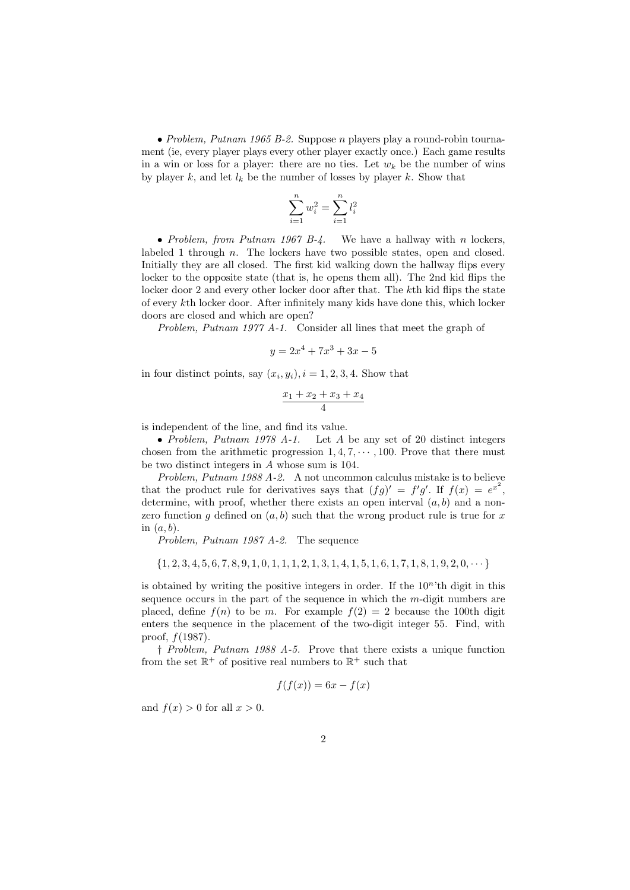• *Problem, Putnam 1965 B-2.* Suppose $n$ players play a round-robin tournament (ie, every player plays every other player exactly once.) Each game results in a win or loss for a player: there are no ties. Let $w_k$ be the number of wins by player $k$, and let $l_k$ be the number of losses by player $k$. Show that

$$\sum_{i=1}^{n} w_i^2 = \sum_{i=1}^{n} l_i^2$$

• *Problem, from Putnam 1967 B-4.* We have a hallway with $n$ lockers, labeled 1 through $n$. The lockers have two possible states, open and closed. Initially they are all closed. The first kid walking down the hallway flips every locker to the opposite state (that is, he opens them all). The 2nd kid flips the locker door 2 and every other locker door after that. The $k$th kid flips the state of every $k$th locker door. After infinitely many kids have done this, which locker doors are closed and which are open?

*Problem, Putnam 1977 A-1.* Consider all lines that meet the graph of

$$y = 2x^4 + 7x^3 + 3x - 5$$

in four distinct points, say $(x_i, y_i), i = 1, 2, 3, 4$. Show that

$$\frac{x_1 + x_2 + x_3 + x_4}{4}$$

is independent of the line, and find its value.

• *Problem, Putnam 1978 A-1.* Let $A$ be any set of 20 distinct integers chosen from the arithmetic progression $1, 4, 7, \cdots, 100$. Prove that there must be two distinct integers in $A$ whose sum is 104.

*Problem, Putnam 1988 A-2.* A not uncommon calculus mistake is to believe that the product rule for derivatives says that $(fg)' = f'g'$. If $f(x) = e^{x^2}$, determine, with proof, whether there exists an open interval $(a, b)$ and a non-zero function $g$ defined on $(a, b)$ such that the wrong product rule is true for $x$ in $(a, b)$.

*Problem, Putnam 1987 A-2.* The sequence

$$\{1, 2, 3, 4, 5, 6, 7, 8, 9, 1, 0, 1, 1, 1, 2, 1, 3, 1, 4, 1, 5, 1, 6, 1, 7, 1, 8, 1, 9, 2, 0, \cdots\}$$

is obtained by writing the positive integers in order. If the $10^n$'th digit in this sequence occurs in the part of the sequence in which the $m$-digit numbers are placed, define $f(n)$ to be $m$. For example $f(2) = 2$ because the 100th digit enters the sequence in the placement of the two-digit integer 55. Find, with proof, $f(1987)$.

† *Problem, Putnam 1988 A-5.* Prove that there exists a unique function from the set $\mathbb{R}^+$ of positive real numbers to $\mathbb{R}^+$ such that

$$f(f(x)) = 6x - f(x)$$

and $f(x) > 0$ for all $x > 0$.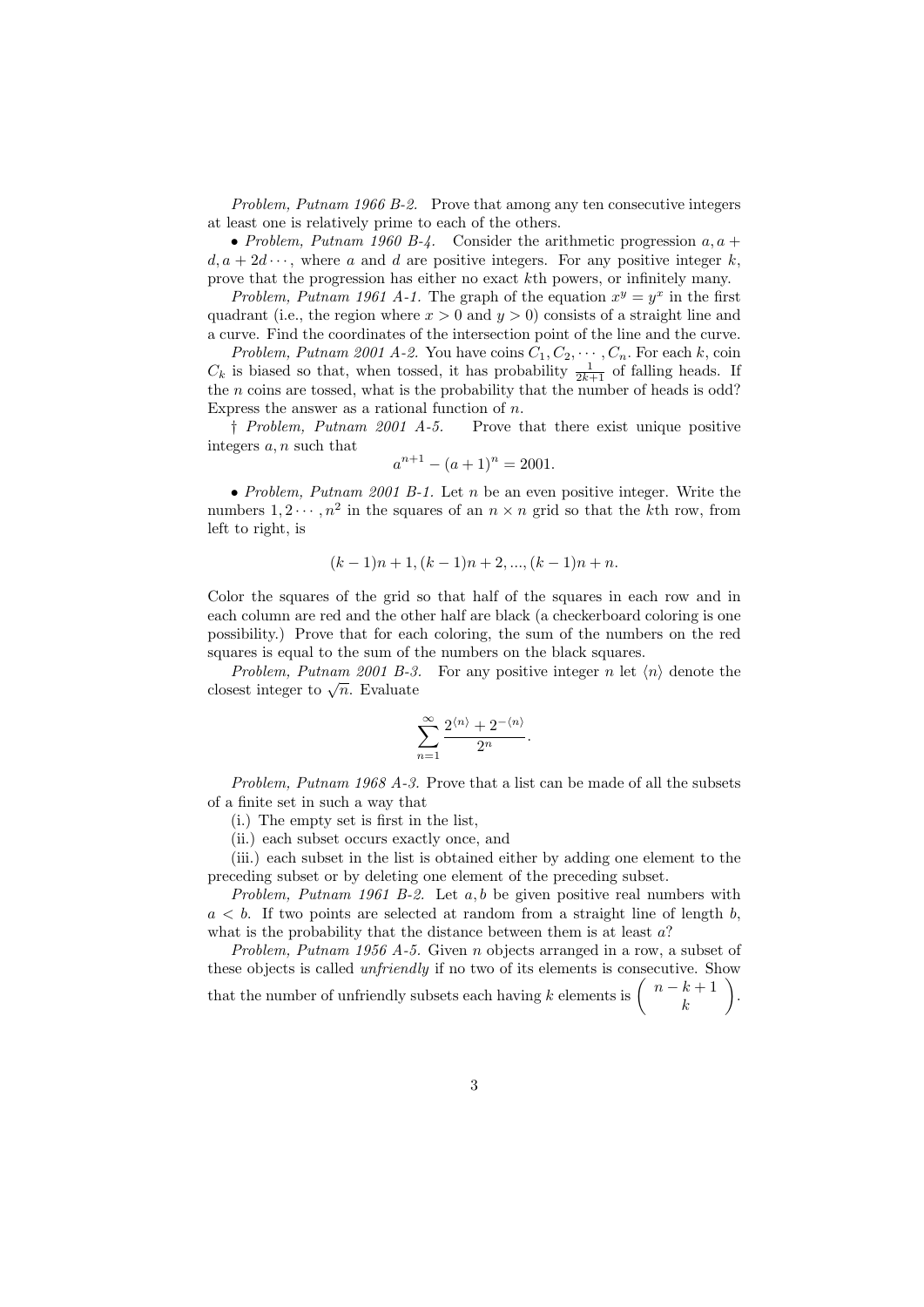*Problem, Putnam 1966 B-2.* Prove that among any ten consecutive integers at least one is relatively prime to each of the others.

• *Problem, Putnam 1960 B-4.* Consider the arithmetic progression $a, a + d, a + 2d \cdots$, where $a$ and $d$ are positive integers. For any positive integer $k$, prove that the progression has either no exact $k$th powers, or infinitely many.

*Problem, Putnam 1961 A-1.* The graph of the equation $x^y = y^x$ in the first quadrant (i.e., the region where $x > 0$ and $y > 0$) consists of a straight line and a curve. Find the coordinates of the intersection point of the line and the curve.

*Problem, Putnam 2001 A-2.* You have coins $C_1, C_2, \cdots, C_n$. For each $k$, coin $C_k$ is biased so that, when tossed, it has probability $\frac{1}{2k+1}$ of falling heads. If the $n$ coins are tossed, what is the probability that the number of heads is odd? Express the answer as a rational function of $n$.

† *Problem, Putnam 2001 A-5.* Prove that there exist unique positive integers $a, n$ such that

$$a^{n+1} - (a+1)^n = 2001.$$

• *Problem, Putnam 2001 B-1.* Let $n$ be an even positive integer. Write the numbers $1, 2 \cdots, n^2$ in the squares of an $n \times n$ grid so that the $k$th row, from left to right, is

$$(k-1)n + 1, (k-1)n + 2, ..., (k-1)n + n.$$

Color the squares of the grid so that half of the squares in each row and in each column are red and the other half are black (a checkerboard coloring is one possibility.) Prove that for each coloring, the sum of the numbers on the red squares is equal to the sum of the numbers on the black squares.

*Problem, Putnam 2001 B-3.* For any positive integer $n$ let $\langle n \rangle$ denote the closest integer to $\sqrt{n}$. Evaluate

$$\sum_{n=1}^{\infty} \frac{2^{\langle n \rangle} + 2^{-\langle n \rangle}}{2^n}.$$

*Problem, Putnam 1968 A-3.* Prove that a list can be made of all the subsets of a finite set in such a way that

(i.) The empty set is first in the list,

(ii.) each subset occurs exactly once, and

(iii.) each subset in the list is obtained either by adding one element to the preceding subset or by deleting one element of the preceding subset.

*Problem, Putnam 1961 B-2.* Let $a, b$ be given positive real numbers with $a < b$. If two points are selected at random from a straight line of length $b$, what is the probability that the distance between them is at least $a$?

*Problem, Putnam 1956 A-5.* Given $n$ objects arranged in a row, a subset of these objects is called *unfriendly* if no two of its elements is consecutive. Show that the number of unfriendly subsets each having $k$ elements is $\begin{pmatrix} n-k+1 \\ k \end{pmatrix}$.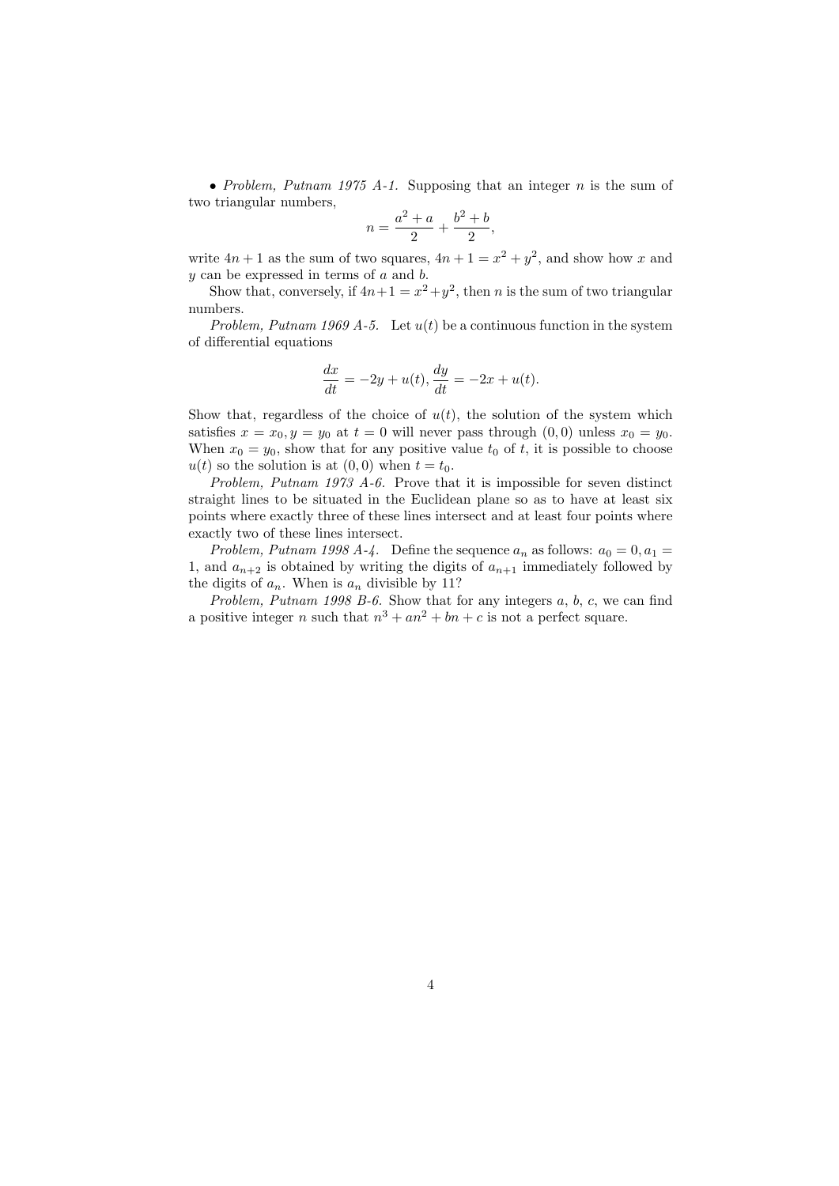• *Problem, Putnam 1975 A-1.* Supposing that an integer $n$ is the sum of two triangular numbers,

$$n = \frac{a^2 + a}{2} + \frac{b^2 + b}{2},$$

write $4n + 1$ as the sum of two squares, $4n + 1 = x^2 + y^2$, and show how $x$ and $y$ can be expressed in terms of $a$ and $b$.

Show that, conversely, if $4n+1 = x^2+y^2$, then $n$ is the sum of two triangular numbers.

*Problem, Putnam 1969 A-5.* Let $u(t)$ be a continuous function in the system of differential equations

$$\frac{dx}{dt} = -2y + u(t), \frac{dy}{dt} = -2x + u(t).$$

Show that, regardless of the choice of $u(t)$, the solution of the system which satisfies $x = x_0, y = y_0$ at $t = 0$ will never pass through $(0, 0)$ unless $x_0 = y_0$. When $x_0 = y_0$, show that for any positive value $t_0$ of $t$, it is possible to choose $u(t)$ so the solution is at $(0, 0)$ when $t = t_0$.

*Problem, Putnam 1973 A-6.* Prove that it is impossible for seven distinct straight lines to be situated in the Euclidean plane so as to have at least six points where exactly three of these lines intersect and at least four points where exactly two of these lines intersect.

*Problem, Putnam 1998 A-4.* Define the sequence $a_n$ as follows: $a_0 = 0, a_1 = 1$, and $a_{n+2}$ is obtained by writing the digits of $a_{n+1}$ immediately followed by the digits of $a_n$. When is $a_n$ divisible by 11?

*Problem, Putnam 1998 B-6.* Show that for any integers $a$, $b$, $c$, we can find a positive integer $n$ such that $n^3 + an^2 + bn + c$ is not a perfect square.